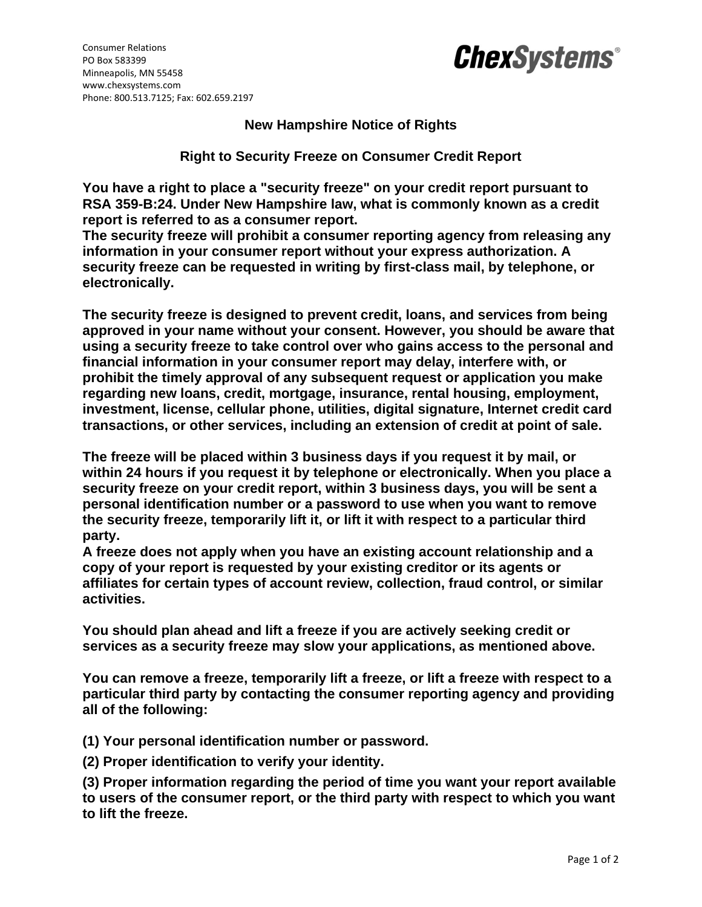Consumer Relations
PO Box 583399
Minneapolis, MN 55458
www.chexsystems.com
Phone: 800.513.7125; Fax: 602.659.2197

**ChexSystems®**

## New Hampshire Notice of Rights

## Right to Security Freeze on Consumer Credit Report

**You have a right to place a "security freeze" on your credit report pursuant to RSA 359-B:24. Under New Hampshire law, what is commonly known as a credit report is referred to as a consumer report.**
**The security freeze will prohibit a consumer reporting agency from releasing any information in your consumer report without your express authorization. A security freeze can be requested in writing by first-class mail, by telephone, or electronically.**

**The security freeze is designed to prevent credit, loans, and services from being approved in your name without your consent. However, you should be aware that using a security freeze to take control over who gains access to the personal and financial information in your consumer report may delay, interfere with, or prohibit the timely approval of any subsequent request or application you make regarding new loans, credit, mortgage, insurance, rental housing, employment, investment, license, cellular phone, utilities, digital signature, Internet credit card transactions, or other services, including an extension of credit at point of sale.**

**The freeze will be placed within 3 business days if you request it by mail, or within 24 hours if you request it by telephone or electronically. When you place a security freeze on your credit report, within 3 business days, you will be sent a personal identification number or a password to use when you want to remove the security freeze, temporarily lift it, or lift it with respect to a particular third party.**
**A freeze does not apply when you have an existing account relationship and a copy of your report is requested by your existing creditor or its agents or affiliates for certain types of account review, collection, fraud control, or similar activities.**

**You should plan ahead and lift a freeze if you are actively seeking credit or services as a security freeze may slow your applications, as mentioned above.**

**You can remove a freeze, temporarily lift a freeze, or lift a freeze with respect to a particular third party by contacting the consumer reporting agency and providing all of the following:**

**(1) Your personal identification number or password.**

**(2) Proper identification to verify your identity.**

**(3) Proper information regarding the period of time you want your report available to users of the consumer report, or the third party with respect to which you want to lift the freeze.**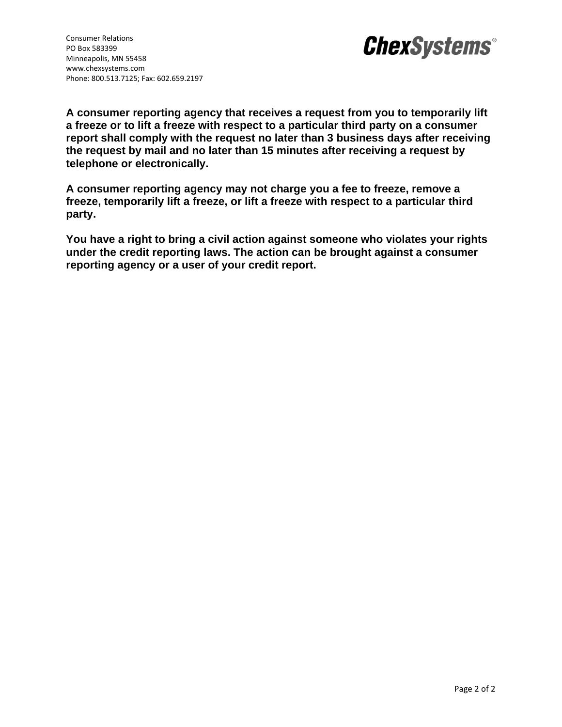Consumer Relations
PO Box 583399
Minneapolis, MN 55458
www.chexsystems.com
Phone: 800.513.7125; Fax: 602.659.2197

**ChexSystems®**

**A consumer reporting agency that receives a request from you to temporarily lift a freeze or to lift a freeze with respect to a particular third party on a consumer report shall comply with the request no later than 3 business days after receiving the request by mail and no later than 15 minutes after receiving a request by telephone or electronically.**

**A consumer reporting agency may not charge you a fee to freeze, remove a freeze, temporarily lift a freeze, or lift a freeze with respect to a particular third party.**

**You have a right to bring a civil action against someone who violates your rights under the credit reporting laws. The action can be brought against a consumer reporting agency or a user of your credit report.**